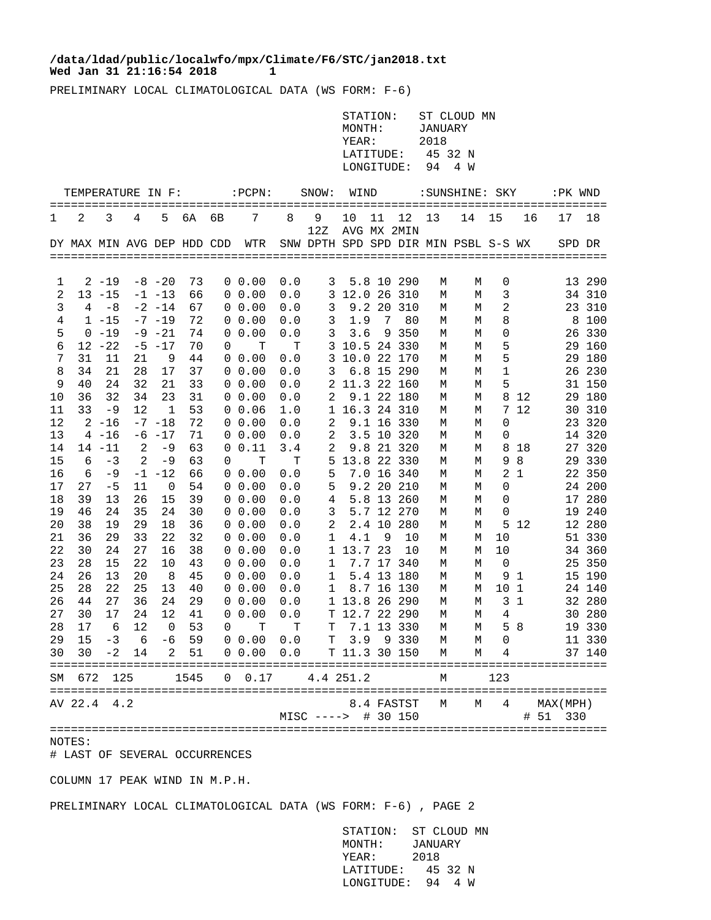**/data/ldad/public/localwfo/mpx/Climate/F6/STC/jan2018.txt**
**Wed Jan 31 21:16:54 2018 1**

PRELIMINARY LOCAL CLIMATOLOGICAL DATA (WS FORM: F-6)

STATION: ST CLOUD MN
MONTH: JANUARY
YEAR: 2018
LATITUDE: 45 32 N
LONGITUDE: 94 4 W

| TEMPERATURE IN F: | | | | | | | :PCPN: | | SNOW: | WIND | | | :SUNSHINE: | | SKY | | :PK WND | |
|---|---|---|---|---|---|---|---|---|---|---|---|---|---|---|---|---|---|---|
| 1 | 2 | 3 | 4 | 5 | 6A | 6B | 7 | 8 | 9 12Z | 10 AVG | 11 MX | 12 2MIN | 13 | 14 | 15 | 16 | 17 | 18 |
| DY | MAX | MIN | AVG | DEP | HDD | CDD | WTR | SNW | DPTH | SPD | SPD | DIR | MIN | PSBL | S-S | WX | SPD | DR |
| 1 | 2 | -19 | -8 | -20 | 73 | 0 | 0.00 | 0.0 | 3 | 5.8 | 10 | 290 | M | M | 0 | | 13 | 290 |
| 2 | 13 | -15 | -1 | -13 | 66 | 0 | 0.00 | 0.0 | 3 | 12.0 | 26 | 310 | M | M | 3 | | 34 | 310 |
| 3 | 4 | -8 | -2 | -14 | 67 | 0 | 0.00 | 0.0 | 3 | 9.2 | 20 | 310 | M | M | 2 | | 23 | 310 |
| 4 | 1 | -15 | -7 | -19 | 72 | 0 | 0.00 | 0.0 | 3 | 1.9 | 7 | 80 | M | M | 8 | | 8 | 100 |
| 5 | 0 | -19 | -9 | -21 | 74 | 0 | 0.00 | 0.0 | 3 | 3.6 | 9 | 350 | M | M | 0 | | 26 | 330 |
| 6 | 12 | -22 | -5 | -17 | 70 | 0 | T | T | 3 | 10.5 | 24 | 330 | M | M | 5 | | 29 | 160 |
| 7 | 31 | 11 | 21 | 9 | 44 | 0 | 0.00 | 0.0 | 3 | 10.0 | 22 | 170 | M | M | 5 | | 29 | 180 |
| 8 | 34 | 21 | 28 | 17 | 37 | 0 | 0.00 | 0.0 | 3 | 6.8 | 15 | 290 | M | M | 1 | | 26 | 230 |
| 9 | 40 | 24 | 32 | 21 | 33 | 0 | 0.00 | 0.0 | 2 | 11.3 | 22 | 160 | M | M | 5 | | 31 | 150 |
| 10 | 36 | 32 | 34 | 23 | 31 | 0 | 0.00 | 0.0 | 2 | 9.1 | 22 | 180 | M | M | 8 | 12 | 29 | 180 |
| 11 | 33 | -9 | 12 | 1 | 53 | 0 | 0.06 | 1.0 | 1 | 16.3 | 24 | 310 | M | M | 7 | 12 | 30 | 310 |
| 12 | 2 | -16 | -7 | -18 | 72 | 0 | 0.00 | 0.0 | 2 | 9.1 | 16 | 330 | M | M | 0 | | 23 | 320 |
| 13 | 4 | -16 | -6 | -17 | 71 | 0 | 0.00 | 0.0 | 2 | 3.5 | 10 | 320 | M | M | 0 | | 14 | 320 |
| 14 | 14 | -11 | 2 | -9 | 63 | 0 | 0.11 | 3.4 | 2 | 9.8 | 21 | 320 | M | M | 8 | 18 | 27 | 320 |
| 15 | 6 | -3 | 2 | -9 | 63 | 0 | T | T | 5 | 13.8 | 22 | 330 | M | M | 9 | 8 | 29 | 330 |
| 16 | 6 | -9 | -1 | -12 | 66 | 0 | 0.00 | 0.0 | 5 | 7.0 | 16 | 340 | M | M | 2 | 1 | 22 | 350 |
| 17 | 27 | -5 | 11 | 0 | 54 | 0 | 0.00 | 0.0 | 5 | 9.2 | 20 | 210 | M | M | 0 | | 24 | 200 |
| 18 | 39 | 13 | 26 | 15 | 39 | 0 | 0.00 | 0.0 | 4 | 5.8 | 13 | 260 | M | M | 0 | | 17 | 280 |
| 19 | 46 | 24 | 35 | 24 | 30 | 0 | 0.00 | 0.0 | 3 | 5.7 | 12 | 270 | M | M | 0 | | 19 | 240 |
| 20 | 38 | 19 | 29 | 18 | 36 | 0 | 0.00 | 0.0 | 2 | 2.4 | 10 | 280 | M | M | 5 | 12 | 12 | 280 |
| 21 | 36 | 29 | 33 | 22 | 32 | 0 | 0.00 | 0.0 | 1 | 4.1 | 9 | 10 | M | M | 10 | | 51 | 330 |
| 22 | 30 | 24 | 27 | 16 | 38 | 0 | 0.00 | 0.0 | 1 | 13.7 | 23 | 10 | M | M | 10 | | 34 | 360 |
| 23 | 28 | 15 | 22 | 10 | 43 | 0 | 0.00 | 0.0 | 1 | 7.7 | 17 | 340 | M | M | 0 | | 25 | 350 |
| 24 | 26 | 13 | 20 | 8 | 45 | 0 | 0.00 | 0.0 | 1 | 5.4 | 13 | 180 | M | M | 9 | 1 | 15 | 190 |
| 25 | 28 | 22 | 25 | 13 | 40 | 0 | 0.00 | 0.0 | 1 | 8.7 | 16 | 130 | M | M | 10 | 1 | 24 | 140 |
| 26 | 44 | 27 | 36 | 24 | 29 | 0 | 0.00 | 0.0 | 1 | 13.8 | 26 | 290 | M | M | 3 | 1 | 32 | 280 |
| 27 | 30 | 17 | 24 | 12 | 41 | 0 | 0.00 | 0.0 | T | 12.7 | 22 | 290 | M | M | 4 | | 30 | 280 |
| 28 | 17 | 6 | 12 | 0 | 53 | 0 | T | T | T | 7.1 | 13 | 330 | M | M | 5 | 8 | 19 | 330 |
| 29 | 15 | -3 | 6 | -6 | 59 | 0 | 0.00 | 0.0 | T | 3.9 | 9 | 330 | M | M | 0 | | 11 | 330 |
| 30 | 30 | -2 | 14 | 2 | 51 | 0 | 0.00 | 0.0 | T | 11.3 | 30 | 150 | M | M | 4 | | 37 | 140 |
| SM | 672 | 125 | | | 1545 | 0 | 0.17 | 4.4 | | 251.2 | | | M | | 123 | | | |
| AV | 22.4 | 4.2 | | | | | | | | 8.4 | FASTST | | M | M | 4 | | MAX(MPH) | |
| | | | | | | | | MISC ----> | | | # 30 | 150 | | | | | # 51 | 330 |

NOTES:
# LAST OF SEVERAL OCCURRENCES

COLUMN 17 PEAK WIND IN M.P.H.

PRELIMINARY LOCAL CLIMATOLOGICAL DATA (WS FORM: F-6) , PAGE 2

STATION: ST CLOUD MN
MONTH: JANUARY
YEAR: 2018
LATITUDE: 45 32 N
LONGITUDE: 94 4 W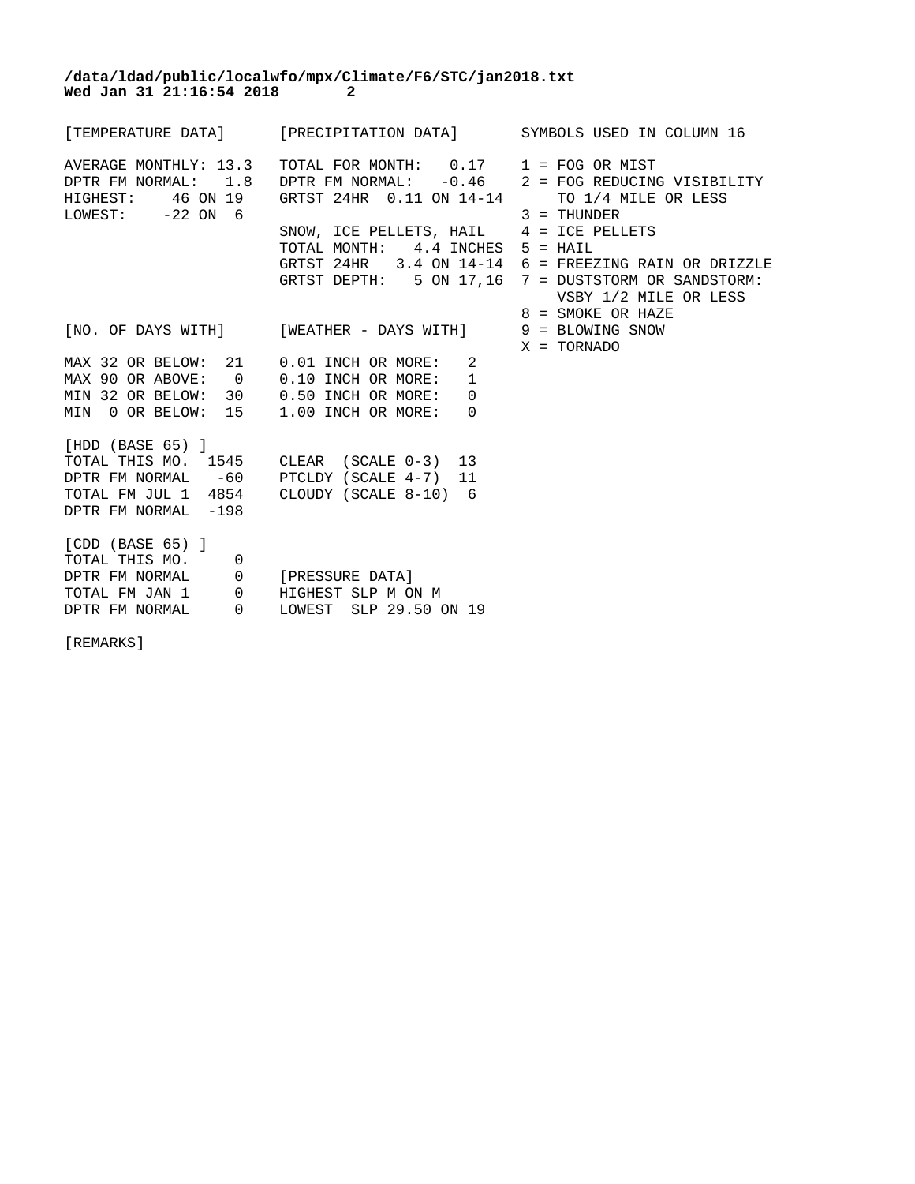```
[TEMPERATURE DATA]      [PRECIPITATION DATA]       SYMBOLS USED IN COLUMN 16

AVERAGE MONTHLY: 13.3   TOTAL FOR MONTH:   0.17    1 = FOG OR MIST
DPTR FM NORMAL:   1.8   DPTR FM NORMAL:   -0.46    2 = FOG REDUCING VISIBILITY
HIGHEST:    46 ON 19    GRTST 24HR  0.11 ON 14-14      TO 1/4 MILE OR LESS
LOWEST:    -22 ON  6                               3 = THUNDER
                        SNOW, ICE PELLETS, HAIL    4 = ICE PELLETS
                        TOTAL MONTH:   4.4 INCHES  5 = HAIL
                        GRTST 24HR   3.4 ON 14-14  6 = FREEZING RAIN OR DRIZZLE
                        GRTST DEPTH:   5 ON 17,16  7 = DUSTSTORM OR SANDSTORM:
                                                       VSBY 1/2 MILE OR LESS
                                                   8 = SMOKE OR HAZE
[NO. OF DAYS WITH]      [WEATHER - DAYS WITH]      9 = BLOWING SNOW
                                                   X = TORNADO
MAX 32 OR BELOW:  21    0.01 INCH OR MORE:   2
MAX 90 OR ABOVE:   0    0.10 INCH OR MORE:   1
MIN 32 OR BELOW:  30    0.50 INCH OR MORE:   0
MIN  0 OR BELOW:  15    1.00 INCH OR MORE:   0

[HDD (BASE 65) ]
TOTAL THIS MO.  1545    CLEAR  (SCALE 0-3)  13
DPTR FM NORMAL   -60    PTCLDY (SCALE 4-7)  11
TOTAL FM JUL 1  4854    CLOUDY (SCALE 8-10)  6
DPTR FM NORMAL  -198

[CDD (BASE 65) ]
TOTAL THIS MO.     0
DPTR FM NORMAL     0    [PRESSURE DATA]
TOTAL FM JAN 1     0    HIGHEST SLP M ON M
DPTR FM NORMAL     0    LOWEST  SLP 29.50 ON 19

[REMARKS]
```